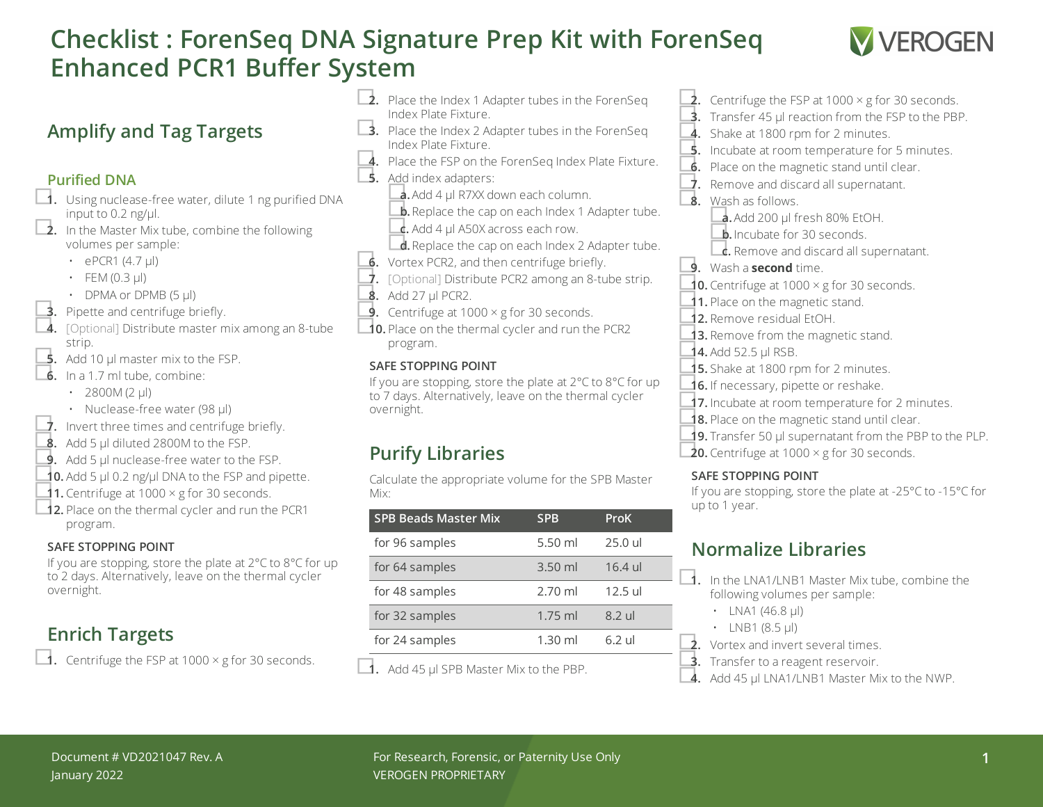# Checklist : ForenSeq DNA Signature Prep Kit with ForenSeq Enhanced PCR1 Buffer System

## Amplify and Tag Targets

### Purified DNA

1. Using nuclease-free water, dilute 1 ng purified DNA input to 0.2 ng/µl.
2. In the Master Mix tube, combine the following volumes per sample:
   - ePCR1 (4.7 µl)
   - FEM (0.3 µl)
   - DPMA or DPMB (5 µl)
3. Pipette and centrifuge briefly.
4. [Optional] Distribute master mix among an 8-tube strip.
5. Add 10 µl master mix to the FSP.
6. In a 1.7 ml tube, combine:
   - 2800M (2 µl)
   - Nuclease-free water (98 µl)
7. Invert three times and centrifuge briefly.
8. Add 5 µl diluted 2800M to the FSP.
9. Add 5 µl nuclease-free water to the FSP.
10. Add 5 µl 0.2 ng/µl DNA to the FSP and pipette.
11. Centrifuge at 1000 × g for 30 seconds.
12. Place on the thermal cycler and run the PCR1 program.

**SAFE STOPPING POINT**

If you are stopping, store the plate at 2°C to 8°C for up to 2 days. Alternatively, leave on the thermal cycler overnight.

## Enrich Targets

1. Centrifuge the FSP at 1000 × g for 30 seconds.
2. Place the Index 1 Adapter tubes in the ForenSeq Index Plate Fixture.
3. Place the Index 2 Adapter tubes in the ForenSeq Index Plate Fixture.
4. Place the FSP on the ForenSeq Index Plate Fixture.
5. Add index adapters:
   - a. Add 4 µl R7XX down each column.
   - b. Replace the cap on each Index 1 Adapter tube.
   - c. Add 4 µl A50X across each row.
   - d. Replace the cap on each Index 2 Adapter tube.
6. Vortex PCR2, and then centrifuge briefly.
7. [Optional] Distribute PCR2 among an 8-tube strip.
8. Add 27 µl PCR2.
9. Centrifuge at 1000 × g for 30 seconds.
10. Place on the thermal cycler and run the PCR2 program.

**SAFE STOPPING POINT**

If you are stopping, store the plate at 2°C to 8°C for up to 7 days. Alternatively, leave on the thermal cycler overnight.

## Purify Libraries

Calculate the appropriate volume for the SPB Master Mix:

| SPB Beads Master Mix | SPB | ProK |
|---|---|---|
| for 96 samples | 5.50 ml | 25.0 ul |
| for 64 samples | 3.50 ml | 16.4 ul |
| for 48 samples | 2.70 ml | 12.5 ul |
| for 32 samples | 1.75 ml | 8.2 ul |
| for 24 samples | 1.30 ml | 6.2 ul |

1. Add 45 µl SPB Master Mix to the PBP.
2. Centrifuge the FSP at 1000 × g for 30 seconds.
3. Transfer 45 µl reaction from the FSP to the PBP.
4. Shake at 1800 rpm for 2 minutes.
5. Incubate at room temperature for 5 minutes.
6. Place on the magnetic stand until clear.
7. Remove and discard all supernatant.
8. Wash as follows.
   - a. Add 200 µl fresh 80% EtOH.
   - b. Incubate for 30 seconds.
   - c. Remove and discard all supernatant.
9. Wash a **second** time.
10. Centrifuge at 1000 × g for 30 seconds.
11. Place on the magnetic stand.
12. Remove residual EtOH.
13. Remove from the magnetic stand.
14. Add 52.5 µl RSB.
15. Shake at 1800 rpm for 2 minutes.
16. If necessary, pipette or reshake.
17. Incubate at room temperature for 2 minutes.
18. Place on the magnetic stand until clear.
19. Transfer 50 µl supernatant from the PBP to the PLP.
20. Centrifuge at 1000 × g for 30 seconds.

**SAFE STOPPING POINT**

If you are stopping, store the plate at -25°C to -15°C for up to 1 year.

## Normalize Libraries

1. In the LNA1/LNB1 Master Mix tube, combine the following volumes per sample:
   - LNA1 (46.8 µl)
   - LNB1 (8.5 µl)
2. Vortex and invert several times.
3. Transfer to a reagent reservoir.
4. Add 45 µl LNA1/LNB1 Master Mix to the NWP.

Document # VD2021047 Rev. A
January 2022

For Research, Forensic, or Paternity Use Only
VEROGEN PROPRIETARY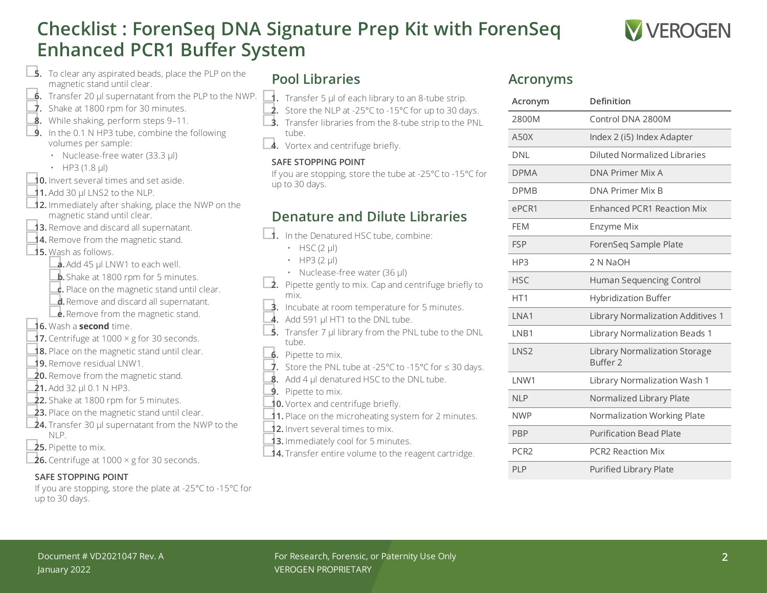# Checklist : ForenSeq DNA Signature Prep Kit with ForenSeq Enhanced PCR1 Buffer System

5. To clear any aspirated beads, place the PLP on the magnetic stand until clear.
6. Transfer 20 µl supernatant from the PLP to the NWP.
7. Shake at 1800 rpm for 30 minutes.
8. While shaking, perform steps 9–11.
9. In the 0.1 N HP3 tube, combine the following volumes per sample:
   - Nuclease-free water (33.3 µl)
   - HP3 (1.8 µl)
10. Invert several times and set aside.
11. Add 30 µl LNS2 to the NLP.
12. Immediately after shaking, place the NWP on the magnetic stand until clear.
13. Remove and discard all supernatant.
14. Remove from the magnetic stand.
15. Wash as follows.
    a. Add 45 µl LNW1 to each well.
    b. Shake at 1800 rpm for 5 minutes.
    c. Place on the magnetic stand until clear.
    d. Remove and discard all supernatant.
    e. Remove from the magnetic stand.
16. Wash a **second** time.
17. Centrifuge at 1000 × g for 30 seconds.
18. Place on the magnetic stand until clear.
19. Remove residual LNW1.
20. Remove from the magnetic stand.
21. Add 32 µl 0.1 N HP3.
22. Shake at 1800 rpm for 5 minutes.
23. Place on the magnetic stand until clear.
24. Transfer 30 µl supernatant from the NWP to the NLP.
25. Pipette to mix.
26. Centrifuge at 1000 × g for 30 seconds.

**SAFE STOPPING POINT**

If you are stopping, store the plate at -25°C to -15°C for up to 30 days.

## Pool Libraries

1. Transfer 5 µl of each library to an 8-tube strip.
2. Store the NLP at -25°C to -15°C for up to 30 days.
3. Transfer libraries from the 8-tube strip to the PNL tube.
4. Vortex and centrifuge briefly.

**SAFE STOPPING POINT**

If you are stopping, store the tube at -25°C to -15°C for up to 30 days.

## Denature and Dilute Libraries

1. In the Denatured HSC tube, combine:
   - HSC (2 µl)
   - HP3 (2 µl)
   - Nuclease-free water (36 µl)
2. Pipette gently to mix. Cap and centrifuge briefly to mix.
3. Incubate at room temperature for 5 minutes.
4. Add 591 µl HT1 to the DNL tube.
5. Transfer 7 µl library from the PNL tube to the DNL tube.
6. Pipette to mix.
7. Store the PNL tube at -25°C to -15°C for ≤ 30 days.
8. Add 4 µl denatured HSC to the DNL tube.
9. Pipette to mix.
10. Vortex and centrifuge briefly.
11. Place on the microheating system for 2 minutes.
12. Invert several times to mix.
13. Immediately cool for 5 minutes.
14. Transfer entire volume to the reagent cartridge.

## Acronyms

| Acronym | Definition |
|---|---|
| 2800M | Control DNA 2800M |
| A50X | Index 2 (i5) Index Adapter |
| DNL | Diluted Normalized Libraries |
| DPMA | DNA Primer Mix A |
| DPMB | DNA Primer Mix B |
| ePCR1 | Enhanced PCR1 Reaction Mix |
| FEM | Enzyme Mix |
| FSP | ForenSeq Sample Plate |
| HP3 | 2 N NaOH |
| HSC | Human Sequencing Control |
| HT1 | Hybridization Buffer |
| LNA1 | Library Normalization Additives 1 |
| LNB1 | Library Normalization Beads 1 |
| LNS2 | Library Normalization Storage Buffer 2 |
| LNW1 | Library Normalization Wash 1 |
| NLP | Normalized Library Plate |
| NWP | Normalization Working Plate |
| PBP | Purification Bead Plate |
| PCR2 | PCR2 Reaction Mix |
| PLP | Purified Library Plate |

Document # VD2021047 Rev. A
January 2022

For Research, Forensic, or Paternity Use Only
VEROGEN PROPRIETARY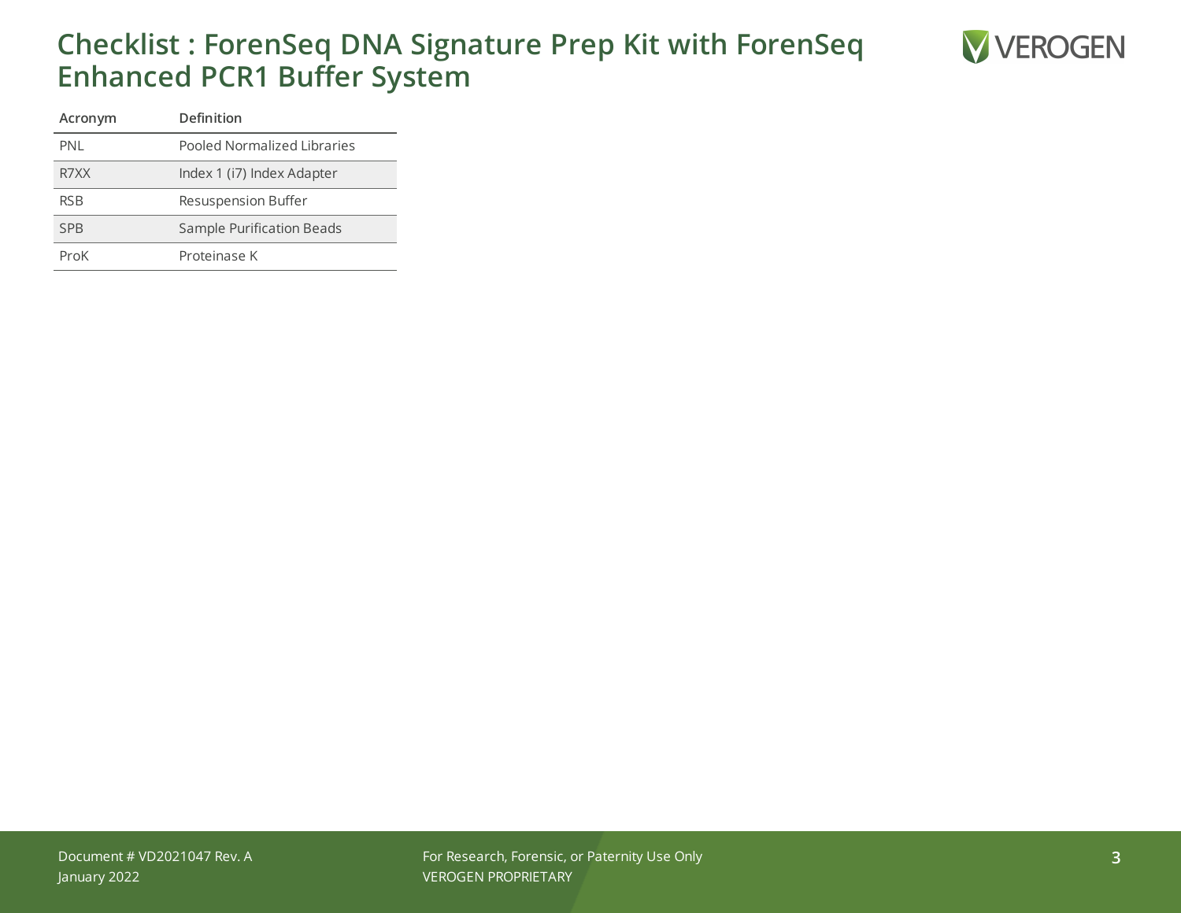| Acronym | Definition |
|---|---|
| PNL | Pooled Normalized Libraries |
| R7XX | Index 1 (i7) Index Adapter |
| RSB | Resuspension Buffer |
| SPB | Sample Purification Beads |
| ProK | Proteinase K |